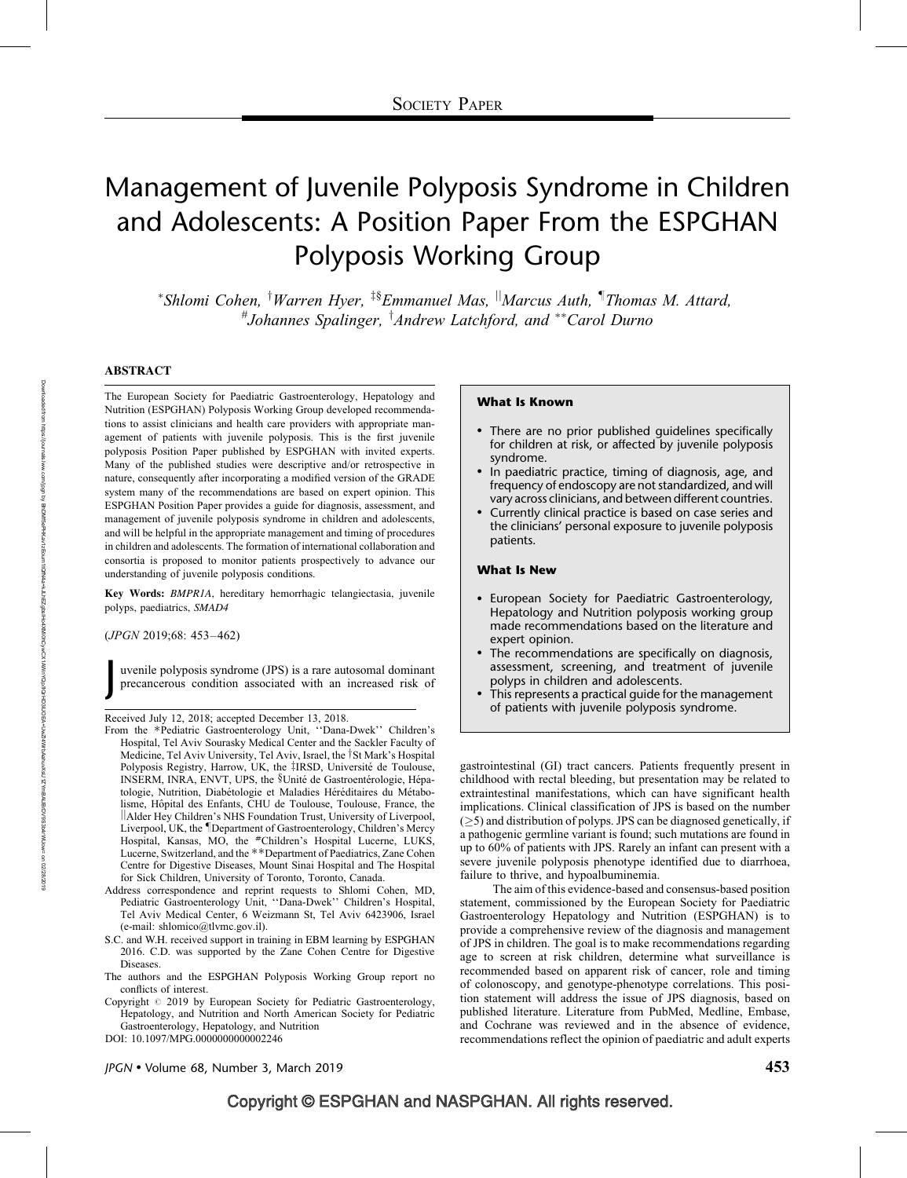SOCIETY PAPER

# Management of Juvenile Polyposis Syndrome in Children and Adolescents: A Position Paper From the ESPGHAN Polyposis Working Group

*Shlomi Cohen, †Warren Hyer, ‡§Emmanuel Mas, ||Marcus Auth, ¶Thomas M. Attard, #Johannes Spalinger, †Andrew Latchford, and **Carol Durno

## ABSTRACT

The European Society for Paediatric Gastroenterology, Hepatology and Nutrition (ESPGHAN) Polyposis Working Group developed recommendations to assist clinicians and health care providers with appropriate management of patients with juvenile polyposis. This is the first juvenile polyposis Position Paper published by ESPGHAN with invited experts. Many of the published studies were descriptive and/or retrospective in nature, consequently after incorporating a modified version of the GRADE system many of the recommendations are based on expert opinion. This ESPGHAN Position Paper provides a guide for diagnosis, assessment, and management of juvenile polyposis syndrome in children and adolescents, and will be helpful in the appropriate management and timing of procedures in children and adolescents. The formation of international collaboration and consortia is proposed to monitor patients prospectively to advance our understanding of juvenile polyposis conditions.

**Key Words:** *BMPR1A*, hereditary hemorrhagic telangiectasia, juvenile polyps, paediatrics, *SMAD4*

(*JPGN* 2019;68: 453–462)

**What Is Known**

- There are no prior published guidelines specifically for children at risk, or affected by juvenile polyposis syndrome.
- In paediatric practice, timing of diagnosis, age, and frequency of endoscopy are not standardized, and will vary across clinicians, and between different countries.
- Currently clinical practice is based on case series and the clinicians' personal exposure to juvenile polyposis patients.

**What Is New**

- European Society for Paediatric Gastroenterology, Hepatology and Nutrition polyposis working group made recommendations based on the literature and expert opinion.
- The recommendations are specifically on diagnosis, assessment, screening, and treatment of juvenile polyps in children and adolescents.
- This represents a practical guide for the management of patients with juvenile polyposis syndrome.

Juvenile polyposis syndrome (JPS) is a rare autosomal dominant precancerous condition associated with an increased risk of gastrointestinal (GI) tract cancers. Patients frequently present in childhood with rectal bleeding, but presentation may be related to extraintestinal manifestations, which can have significant health implications. Clinical classification of JPS is based on the number ($\geq$5) and distribution of polyps. JPS can be diagnosed genetically, if a pathogenic germline variant is found; such mutations are found in up to 60% of patients with JPS. Rarely an infant can present with a severe juvenile polyposis phenotype identified due to diarrhoea, failure to thrive, and hypoalbuminemia.

The aim of this evidence-based and consensus-based position statement, commissioned by the European Society for Paediatric Gastroenterology Hepatology and Nutrition (ESPGHAN) is to provide a comprehensive review of the diagnosis and management of JPS in children. The goal is to make recommendations regarding age to screen at risk children, determine what surveillance is recommended based on apparent risk of cancer, role and timing of colonoscopy, and genotype-phenotype correlations. This position statement will address the issue of JPS diagnosis, based on published literature. Literature from PubMed, Medline, Embase, and Cochrane was reviewed and in the absence of evidence, recommendations reflect the opinion of paediatric and adult experts

---

Received July 12, 2018; accepted December 13, 2018.

From the *Pediatric Gastroenterology Unit, ''Dana-Dwek'' Children's Hospital, Tel Aviv Sourasky Medical Center and the Sackler Faculty of Medicine, Tel Aviv University, Tel Aviv, Israel, the †St Mark's Hospital Polyposis Registry, Harrow, UK, the ‡IRSD, Université de Toulouse, INSERM, INRA, ENVT, UPS, the §Unité de Gastroentérologie, Hépatologie, Nutrition, Diabétologie et Maladies Héréditaires du Métabolisme, Hôpital des Enfants, CHU de Toulouse, Toulouse, France, the ||Alder Hey Children's NHS Foundation Trust, University of Liverpool, Liverpool, UK, the ¶Department of Gastroenterology, Children's Mercy Hospital, Kansas, MO, the #Children's Hospital Lucerne, LUKS, Lucerne, Switzerland, and the **Department of Paediatrics, Zane Cohen Centre for Digestive Diseases, Mount Sinai Hospital and The Hospital for Sick Children, University of Toronto, Toronto, Canada.

Address correspondence and reprint requests to Shlomi Cohen, MD, Pediatric Gastroenterology Unit, ''Dana-Dwek'' Children's Hospital, Tel Aviv Medical Center, 6 Weizmann St, Tel Aviv 6423906, Israel (e-mail: shlomico@tlvmc.gov.il).

S.C. and W.H. received support in training in EBM learning by ESPGHAN 2016. C.D. was supported by the Zane Cohen Centre for Digestive Diseases.

The authors and the ESPGHAN Polyposis Working Group report no conflicts of interest.

Copyright © 2019 by European Society for Pediatric Gastroenterology, Hepatology, and Nutrition and North American Society for Pediatric Gastroenterology, Hepatology, and Nutrition

DOI: 10.1097/MPG.0000000000002246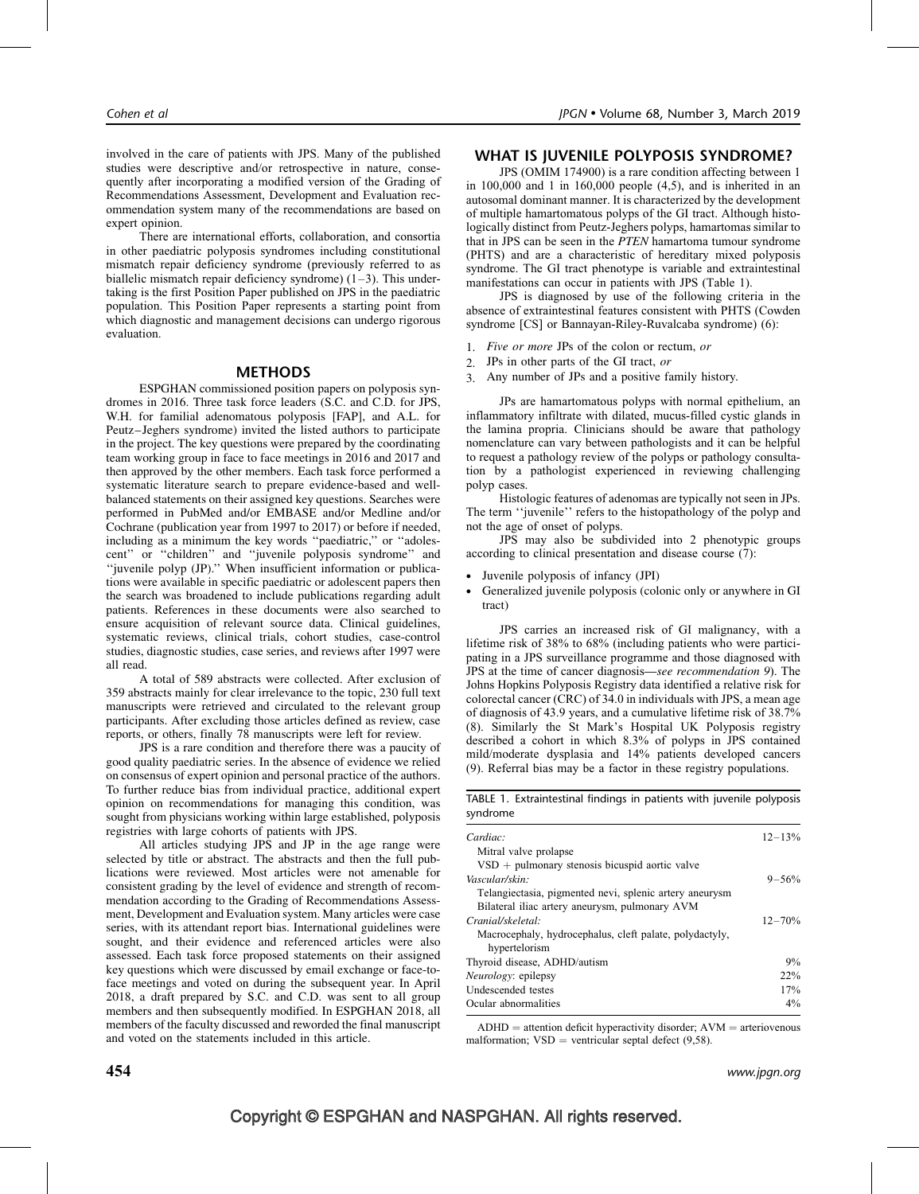involved in the care of patients with JPS. Many of the published studies were descriptive and/or retrospective in nature, consequently after incorporating a modified version of the Grading of Recommendations Assessment, Development and Evaluation recommendation system many of the recommendations are based on expert opinion.

There are international efforts, collaboration, and consortia in other paediatric polyposis syndromes including constitutional mismatch repair deficiency syndrome (previously referred to as biallelic mismatch repair deficiency syndrome) (1–3). This undertaking is the first Position Paper published on JPS in the paediatric population. This Position Paper represents a starting point from which diagnostic and management decisions can undergo rigorous evaluation.

## METHODS

ESPGHAN commissioned position papers on polyposis syndromes in 2016. Three task force leaders (S.C. and C.D. for JPS, W.H. for familial adenomatous polyposis [FAP], and A.L. for Peutz–Jeghers syndrome) invited the listed authors to participate in the project. The key questions were prepared by the coordinating team working group in face to face meetings in 2016 and 2017 and then approved by the other members. Each task force performed a systematic literature search to prepare evidence-based and well-balanced statements on their assigned key questions. Searches were performed in PubMed and/or EMBASE and/or Medline and/or Cochrane (publication year from 1997 to 2017) or before if needed, including as a minimum the key words ''paediatric,'' or ''adolescent'' or ''children'' and ''juvenile polyposis syndrome'' and ''juvenile polyp (JP).'' When insufficient information or publications were available in specific paediatric or adolescent papers then the search was broadened to include publications regarding adult patients. References in these documents were also searched to ensure acquisition of relevant source data. Clinical guidelines, systematic reviews, clinical trials, cohort studies, case-control studies, diagnostic studies, case series, and reviews after 1997 were all read.

A total of 589 abstracts were collected. After exclusion of 359 abstracts mainly for clear irrelevance to the topic, 230 full text manuscripts were retrieved and circulated to the relevant group participants. After excluding those articles defined as review, case reports, or others, finally 78 manuscripts were left for review.

JPS is a rare condition and therefore there was a paucity of good quality paediatric series. In the absence of evidence we relied on consensus of expert opinion and personal practice of the authors. To further reduce bias from individual practice, additional expert opinion on recommendations for managing this condition, was sought from physicians working within large established, polyposis registries with large cohorts of patients with JPS.

All articles studying JPS and JP in the age range were selected by title or abstract. The abstracts and then the full publications were reviewed. Most articles were not amenable for consistent grading by the level of evidence and strength of recommendation according to the Grading of Recommendations Assessment, Development and Evaluation system. Many articles were case series, with its attendant report bias. International guidelines were sought, and their evidence and referenced articles were also assessed. Each task force proposed statements on their assigned key questions which were discussed by email exchange or face-to-face meetings and voted on during the subsequent year. In April 2018, a draft prepared by S.C. and C.D. was sent to all group members and then subsequently modified. In ESPGHAN 2018, all members of the faculty discussed and reworded the final manuscript and voted on the statements included in this article.

## WHAT IS JUVENILE POLYPOSIS SYNDROME?

JPS (OMIM 174900) is a rare condition affecting between 1 in 100,000 and 1 in 160,000 people (4,5), and is inherited in an autosomal dominant manner. It is characterized by the development of multiple hamartomatous polyps of the GI tract. Although histologically distinct from Peutz-Jeghers polyps, hamartomas similar to that in JPS can be seen in the *PTEN* hamartoma tumour syndrome (PHTS) and are a characteristic of hereditary mixed polyposis syndrome. The GI tract phenotype is variable and extraintestinal manifestations can occur in patients with JPS (Table 1).

JPS is diagnosed by use of the following criteria in the absence of extraintestinal features consistent with PHTS (Cowden syndrome [CS] or Bannayan-Riley-Ruvalcaba syndrome) (6):

1. *Five or more* JPs of the colon or rectum, *or*
2. JPs in other parts of the GI tract, *or*
3. Any number of JPs and a positive family history.

JPs are hamartomatous polyps with normal epithelium, an inflammatory infiltrate with dilated, mucus-filled cystic glands in the lamina propria. Clinicians should be aware that pathology nomenclature can vary between pathologists and it can be helpful to request a pathology review of the polyps or pathology consultation by a pathologist experienced in reviewing challenging polyp cases.

Histologic features of adenomas are typically not seen in JPs. The term ''juvenile'' refers to the histopathology of the polyp and not the age of onset of polyps.

JPS may also be subdivided into 2 phenotypic groups according to clinical presentation and disease course (7):

- Juvenile polyposis of infancy (JPI)
- Generalized juvenile polyposis (colonic only or anywhere in GI tract)

JPS carries an increased risk of GI malignancy, with a lifetime risk of 38% to 68% (including patients who were participating in a JPS surveillance programme and those diagnosed with JPS at the time of cancer diagnosis—*see recommendation 9*). The Johns Hopkins Polyposis Registry data identified a relative risk for colorectal cancer (CRC) of 34.0 in individuals with JPS, a mean age of diagnosis of 43.9 years, and a cumulative lifetime risk of 38.7% (8). Similarly the St Mark's Hospital UK Polyposis registry described a cohort in which 8.3% of polyps in JPS contained mild/moderate dysplasia and 14% patients developed cancers (9). Referral bias may be a factor in these registry populations.

TABLE 1. Extraintestinal findings in patients with juvenile polyposis syndrome

| | |
|---|---|
| *Cardiac:* | 12–13% |
| Mitral valve prolapse | |
| VSD + pulmonary stenosis bicuspid aortic valve | |
| *Vascular/skin:* | 9–56% |
| Telangiectasia, pigmented nevi, splenic artery aneurysm | |
| Bilateral iliac artery aneurysm, pulmonary AVM | |
| *Cranial/skeletal:* | 12–70% |
| Macrocephaly, hydrocephalus, cleft palate, polydactyly, hypertelorism | |
| Thyroid disease, ADHD/autism | 9% |
| *Neurology*: epilepsy | 22% |
| Undescended testes | 17% |
| Ocular abnormalities | 4% |

ADHD = attention deficit hyperactivity disorder; AVM = arteriovenous malformation; VSD = ventricular septal defect (9,58).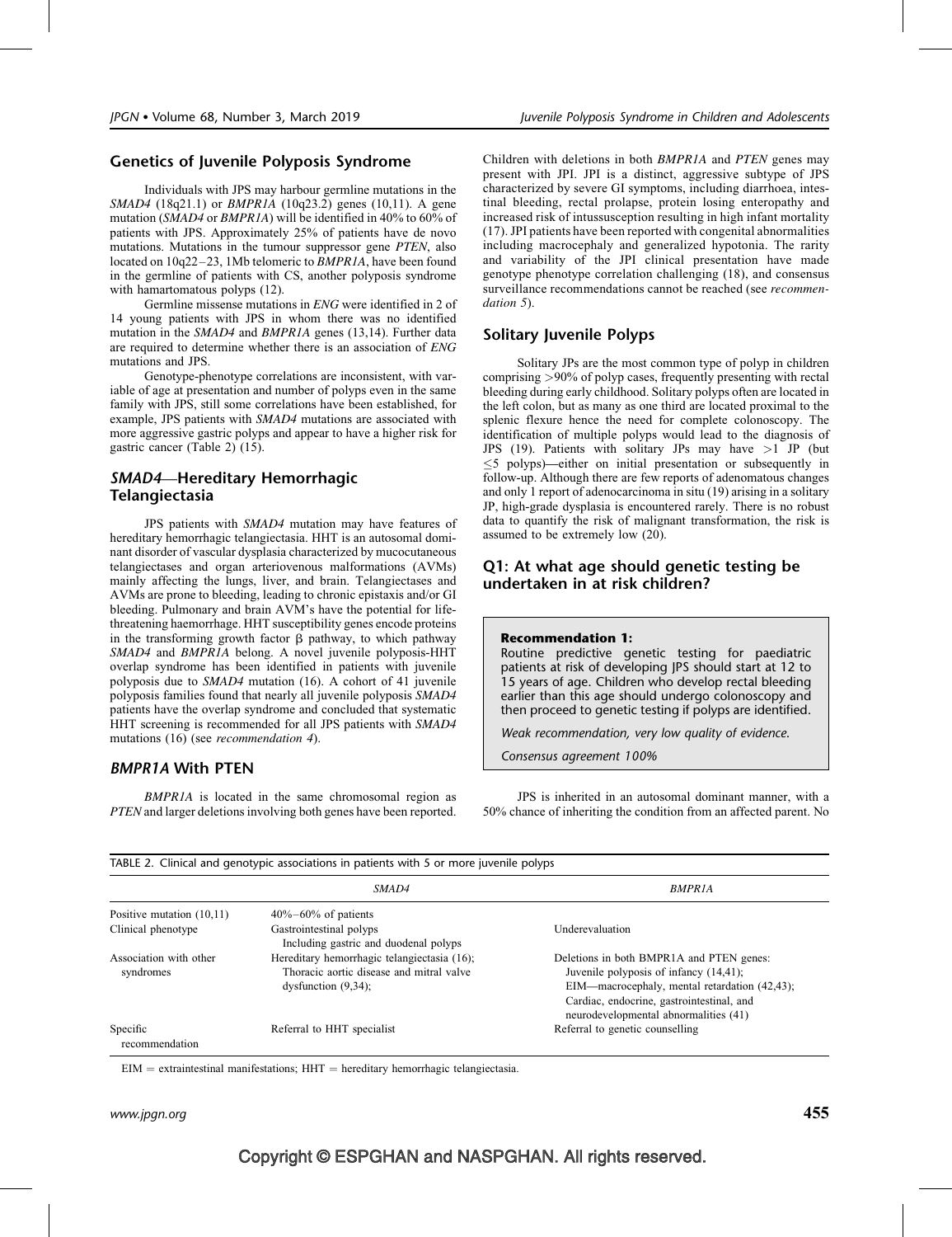## Genetics of Juvenile Polyposis Syndrome

Individuals with JPS may harbour germline mutations in the *SMAD4* (18q21.1) or *BMPR1A* (10q23.2) genes (10,11). A gene mutation (*SMAD4* or *BMPR1A*) will be identified in 40% to 60% of patients with JPS. Approximately 25% of patients have de novo mutations. Mutations in the tumour suppressor gene *PTEN*, also located on 10q22–23, 1Mb telomeric to *BMPR1A*, have been found in the germline of patients with CS, another polyposis syndrome with hamartomatous polyps (12).

Germline missense mutations in *ENG* were identified in 2 of 14 young patients with JPS in whom there was no identified mutation in the *SMAD4* and *BMPR1A* genes (13,14). Further data are required to determine whether there is an association of *ENG* mutations and JPS.

Genotype-phenotype correlations are inconsistent, with variable of age at presentation and number of polyps even in the same family with JPS, still some correlations have been established, for example, JPS patients with *SMAD4* mutations are associated with more aggressive gastric polyps and appear to have a higher risk for gastric cancer (Table 2) (15).

### *SMAD4*—Hereditary Hemorrhagic Telangiectasia

JPS patients with *SMAD4* mutation may have features of hereditary hemorrhagic telangiectasia. HHT is an autosomal dominant disorder of vascular dysplasia characterized by mucocutaneous telangiectases and organ arteriovenous malformations (AVMs) mainly affecting the lungs, liver, and brain. Telangiectases and AVMs are prone to bleeding, leading to chronic epistaxis and/or GI bleeding. Pulmonary and brain AVM's have the potential for life-threatening haemorrhage. HHT susceptibility genes encode proteins in the transforming growth factor β pathway, to which pathway *SMAD4* and *BMPR1A* belong. A novel juvenile polyposis-HHT overlap syndrome has been identified in patients with juvenile polyposis due to *SMAD4* mutation (16). A cohort of 41 juvenile polyposis families found that nearly all juvenile polyposis *SMAD4* patients have the overlap syndrome and concluded that systematic HHT screening is recommended for all JPS patients with *SMAD4* mutations (16) (see *recommendation 4*).

### *BMPR1A* With PTEN

*BMPR1A* is located in the same chromosomal region as *PTEN* and larger deletions involving both genes have been reported. Children with deletions in both *BMPR1A* and *PTEN* genes may present with JPI. JPI is a distinct, aggressive subtype of JPS characterized by severe GI symptoms, including diarrhoea, intestinal bleeding, rectal prolapse, protein losing enteropathy and increased risk of intussusception resulting in high infant mortality (17). JPI patients have been reported with congenital abnormalities including macrocephaly and generalized hypotonia. The rarity and variability of the JPI clinical presentation have made genotype phenotype correlation challenging (18), and consensus surveillance recommendations cannot be reached (see *recommendation 5*).

## Solitary Juvenile Polyps

Solitary JPs are the most common type of polyp in children comprising >90% of polyp cases, frequently presenting with rectal bleeding during early childhood. Solitary polyps often are located in the left colon, but as many as one third are located proximal to the splenic flexure hence the need for complete colonoscopy. The identification of multiple polyps would lead to the diagnosis of JPS (19). Patients with solitary JPs may have >1 JP (but ≤5 polyps)—either on initial presentation or subsequently in follow-up. Although there are few reports of adenomatous changes and only 1 report of adenocarcinoma in situ (19) arising in a solitary JP, high-grade dysplasia is encountered rarely. There is no robust data to quantify the risk of malignant transformation, the risk is assumed to be extremely low (20).

## Q1: At what age should genetic testing be undertaken in at risk children?

**Recommendation 1:**
Routine predictive genetic testing for paediatric patients at risk of developing JPS should start at 12 to 15 years of age. Children who develop rectal bleeding earlier than this age should undergo colonoscopy and then proceed to genetic testing if polyps are identified.

*Weak recommendation, very low quality of evidence.*

*Consensus agreement 100%*

JPS is inherited in an autosomal dominant manner, with a 50% chance of inheriting the condition from an affected parent. No

TABLE 2. Clinical and genotypic associations in patients with 5 or more juvenile polyps

| | *SMAD4* | *BMPR1A* |
|---|---|---|
| Positive mutation (10,11) | 40%–60% of patients | |
| Clinical phenotype | Gastrointestinal polyps<br>Including gastric and duodenal polyps | Underevaluation |
| Association with other syndromes | Hereditary hemorrhagic telangiectasia (16);<br>Thoracic aortic disease and mitral valve dysfunction (9,34); | Deletions in both BMPR1A and PTEN genes:<br>Juvenile polyposis of infancy (14,41);<br>EIM—macrocephaly, mental retardation (42,43);<br>Cardiac, endocrine, gastrointestinal, and neurodevelopmental abnormalities (41) |
| Specific recommendation | Referral to HHT specialist | Referral to genetic counselling |

EIM = extraintestinal manifestations; HHT = hereditary hemorrhagic telangiectasia.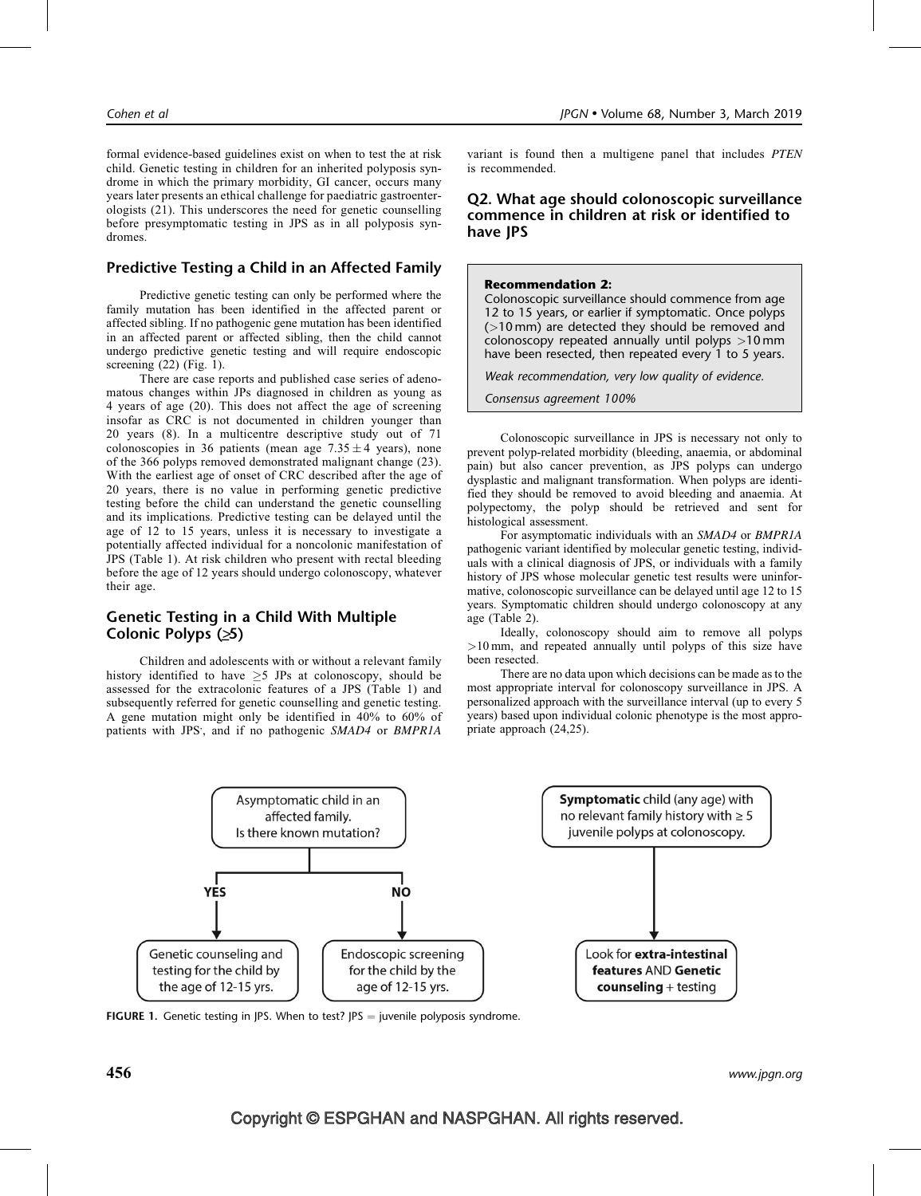formal evidence-based guidelines exist on when to test the at risk child. Genetic testing in children for an inherited polyposis syndrome in which the primary morbidity, GI cancer, occurs many years later presents an ethical challenge for paediatric gastroenterologists (21). This underscores the need for genetic counselling before presymptomatic testing in JPS as in all polyposis syndromes.

## Predictive Testing a Child in an Affected Family

Predictive genetic testing can only be performed where the family mutation has been identified in the affected parent or affected sibling. If no pathogenic gene mutation has been identified in an affected parent or affected sibling, then the child cannot undergo predictive genetic testing and will require endoscopic screening (22) (Fig. 1).

There are case reports and published case series of adenomatous changes within JPs diagnosed in children as young as 4 years of age (20). This does not affect the age of screening insofar as CRC is not documented in children younger than 20 years (8). In a multicentre descriptive study out of 71 colonoscopies in 36 patients (mean age $7.35 \pm 4$ years), none of the 366 polyps removed demonstrated malignant change (23). With the earliest age of onset of CRC described after the age of 20 years, there is no value in performing genetic predictive testing before the child can understand the genetic counselling and its implications. Predictive testing can be delayed until the age of 12 to 15 years, unless it is necessary to investigate a potentially affected individual for a noncolonic manifestation of JPS (Table 1). At risk children who present with rectal bleeding before the age of 12 years should undergo colonoscopy, whatever their age.

## Genetic Testing in a Child With Multiple Colonic Polyps (≥5)

Children and adolescents with or without a relevant family history identified to have ≥5 JPs at colonoscopy, should be assessed for the extracolonic features of a JPS (Table 1) and subsequently referred for genetic counselling and genetic testing. A gene mutation might only be identified in 40% to 60% of patients with JPS, and if no pathogenic *SMAD4* or *BMPR1A* variant is found then a multigene panel that includes *PTEN* is recommended.

## Q2. What age should colonoscopic surveillance commence in children at risk or identified to have JPS

**Recommendation 2:**
Colonoscopic surveillance should commence from age 12 to 15 years, or earlier if symptomatic. Once polyps (>10 mm) are detected they should be removed and colonoscopy repeated annually until polyps >10 mm have been resected, then repeated every 1 to 5 years.

*Weak recommendation, very low quality of evidence.*

*Consensus agreement 100%*

Colonoscopic surveillance in JPS is necessary not only to prevent polyp-related morbidity (bleeding, anaemia, or abdominal pain) but also cancer prevention, as JPS polyps can undergo dysplastic and malignant transformation. When polyps are identified they should be removed to avoid bleeding and anaemia. At polypectomy, the polyp should be retrieved and sent for histological assessment.

For asymptomatic individuals with an *SMAD4* or *BMPR1A* pathogenic variant identified by molecular genetic testing, individuals with a clinical diagnosis of JPS, or individuals with a family history of JPS whose molecular genetic test results were uninformative, colonoscopic surveillance can be delayed until age 12 to 15 years. Symptomatic children should undergo colonoscopy at any age (Table 2).

Ideally, colonoscopy should aim to remove all polyps >10 mm, and repeated annually until polyps of this size have been resected.

There are no data upon which decisions can be made as to the most appropriate interval for colonoscopy surveillance in JPS. A personalized approach with the surveillance interval (up to every 5 years) based upon individual colonic phenotype is the most appropriate approach (24,25).

Asymptomatic child in an affected family. Is there known mutation?

YES → Genetic counseling and testing for the child by the age of 12-15 yrs.

NO → Endoscopic screening for the child by the age of 12-15 yrs.

**Symptomatic** child (any age) with no relevant family history with ≥ 5 juvenile polyps at colonoscopy. → Look for **extra-intestinal features** AND **Genetic counseling** + testing

**FIGURE 1.** Genetic testing in JPS. When to test? JPS = juvenile polyposis syndrome.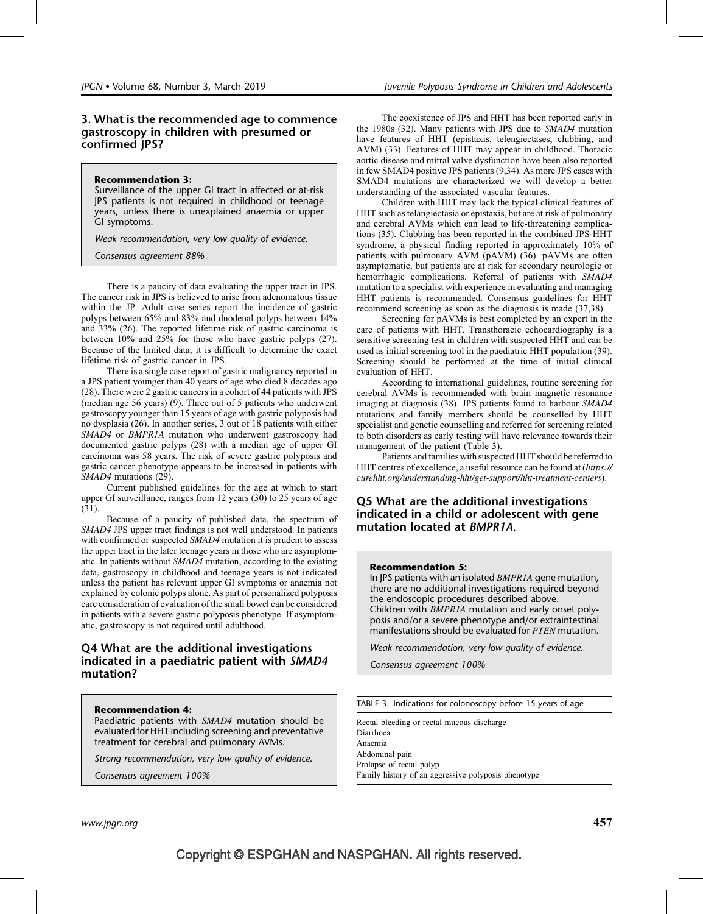## 3. What is the recommended age to commence gastroscopy in children with presumed or confirmed JPS?

> **Recommendation 3:**
> Surveillance of the upper GI tract in affected or at-risk JPS patients is not required in childhood or teenage years, unless there is unexplained anaemia or upper GI symptoms.
>
> *Weak recommendation, very low quality of evidence.*
>
> *Consensus agreement 88%*

There is a paucity of data evaluating the upper tract in JPS. The cancer risk in JPS is believed to arise from adenomatous tissue within the JP. Adult case series report the incidence of gastric polyps between 65% and 83% and duodenal polyps between 14% and 33% (26). The reported lifetime risk of gastric carcinoma is between 10% and 25% for those who have gastric polyps (27). Because of the limited data, it is difficult to determine the exact lifetime risk of gastric cancer in JPS.

There is a single case report of gastric malignancy reported in a JPS patient younger than 40 years of age who died 8 decades ago (28). There were 2 gastric cancers in a cohort of 44 patients with JPS (median age 56 years) (9). Three out of 5 patients who underwent gastroscopy younger than 15 years of age with gastric polyposis had no dysplasia (26). In another series, 3 out of 18 patients with either *SMAD4* or *BMPR1A* mutation who underwent gastroscopy had documented gastric polyps (28) with a median age of upper GI carcinoma was 58 years. The risk of severe gastric polyposis and gastric cancer phenotype appears to be increased in patients with *SMAD4* mutations (29).

Current published guidelines for the age at which to start upper GI surveillance, ranges from 12 years (30) to 25 years of age (31).

Because of a paucity of published data, the spectrum of *SMAD4* JPS upper tract findings is not well understood. In patients with confirmed or suspected *SMAD4* mutation it is prudent to assess the upper tract in the later teenage years in those who are asymptomatic. In patients without *SMAD4* mutation, according to the existing data, gastroscopy in childhood and teenage years is not indicated unless the patient has relevant upper GI symptoms or anaemia not explained by colonic polyps alone. As part of personalized polyposis care consideration of evaluation of the small bowel can be considered in patients with a severe gastric polyposis phenotype. If asymptomatic, gastroscopy is not required until adulthood.

## Q4 What are the additional investigations indicated in a paediatric patient with *SMAD4* mutation?

> **Recommendation 4:**
> Paediatric patients with *SMAD4* mutation should be evaluated for HHT including screening and preventative treatment for cerebral and pulmonary AVMs.
>
> *Strong recommendation, very low quality of evidence.*
>
> *Consensus agreement 100%*

The coexistence of JPS and HHT has been reported early in the 1980s (32). Many patients with JPS due to *SMAD4* mutation have features of HHT (epistaxis, telengiectases, clubbing, and AVM) (33). Features of HHT may appear in childhood. Thoracic aortic disease and mitral valve dysfunction have been also reported in few SMAD4 positive JPS patients (9,34). As more JPS cases with SMAD4 mutations are characterized we will develop a better understanding of the associated vascular features.

Children with HHT may lack the typical clinical features of HHT such as telangiectasia or epistaxis, but are at risk of pulmonary and cerebral AVMs which can lead to life-threatening complications (35). Clubbing has been reported in the combined JPS-HHT syndrome, a physical finding reported in approximately 10% of patients with pulmonary AVM (pAVM) (36). pAVMs are often asymptomatic, but patients are at risk for secondary neurologic or hemorrhagic complications. Referral of patients with *SMAD4* mutation to a specialist with experience in evaluating and managing HHT patients is recommended. Consensus guidelines for HHT recommend screening as soon as the diagnosis is made (37,38).

Screening for pAVMs is best completed by an expert in the care of patients with HHT. Transthoracic echocardiography is a sensitive screening test in children with suspected HHT and can be used as initial screening tool in the paediatric HHT population (39). Screening should be performed at the time of initial clinical evaluation of HHT.

According to international guidelines, routine screening for cerebral AVMs is recommended with brain magnetic resonance imaging at diagnosis (38). JPS patients found to harbour *SMAD4* mutations and family members should be counselled by HHT specialist and genetic counselling and referred for screening related to both disorders as early testing will have relevance towards their management of the patient (Table 3).

Patients and families with suspected HHT should be referred to HHT centres of excellence, a useful resource can be found at (*https://curehht.org/understanding-hht/get-support/hht-treatment-centers*).

## Q5 What are the additional investigations indicated in a child or adolescent with gene mutation located at *BMPR1A*.

> **Recommendation 5:**
> In JPS patients with an isolated *BMPR1A* gene mutation, there are no additional investigations required beyond the endoscopic procedures described above.
> Children with *BMPR1A* mutation and early onset polyposis and/or a severe phenotype and/or extraintestinal manifestations should be evaluated for *PTEN* mutation.
>
> *Weak recommendation, very low quality of evidence.*
>
> *Consensus agreement 100%*

TABLE 3. Indications for colonoscopy before 15 years of age

| |
|---|
| Rectal bleeding or rectal mucous discharge |
| Diarrhoea |
| Anaemia |
| Abdominal pain |
| Prolapse of rectal polyp |
| Family history of an aggressive polyposis phenotype |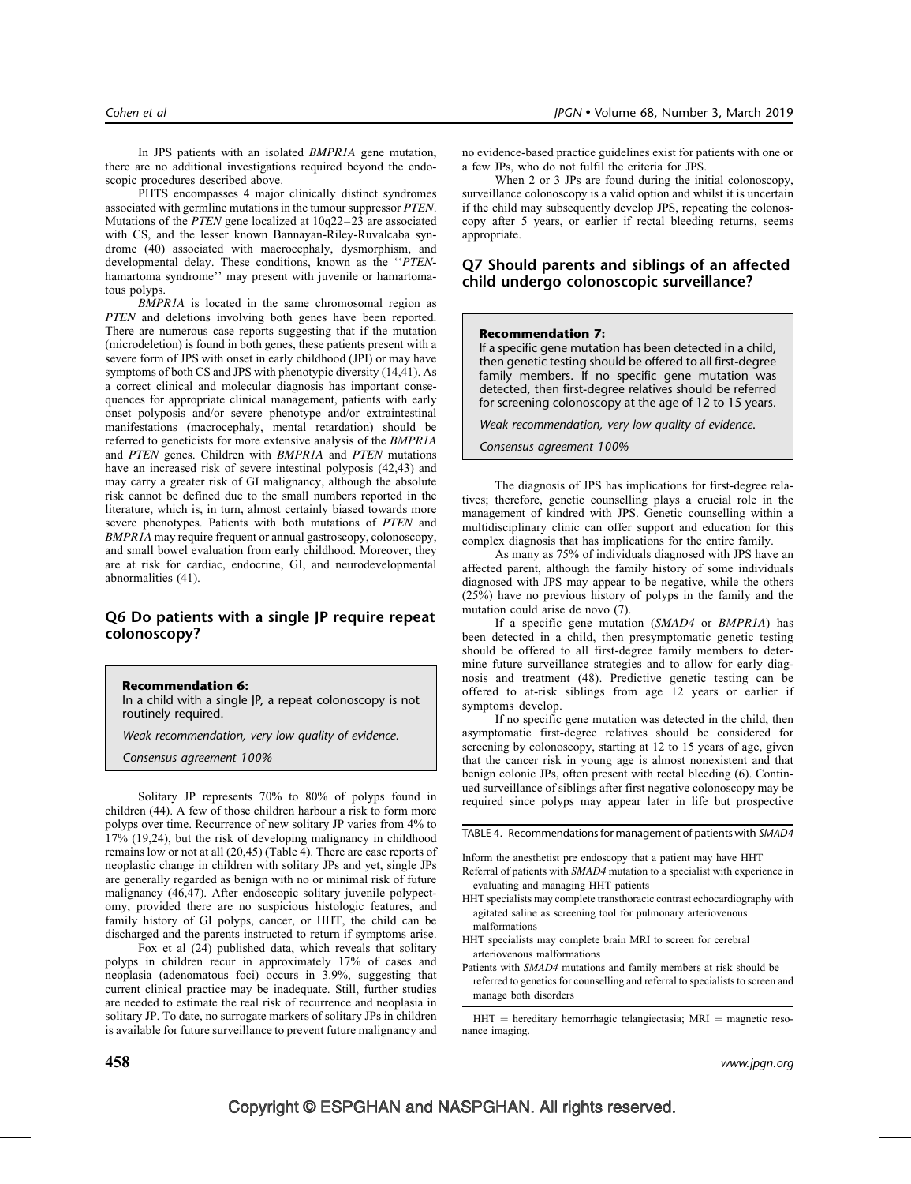In JPS patients with an isolated *BMPR1A* gene mutation, there are no additional investigations required beyond the endoscopic procedures described above.

PHTS encompasses 4 major clinically distinct syndromes associated with germline mutations in the tumour suppressor *PTEN*. Mutations of the *PTEN* gene localized at 10q22–23 are associated with CS, and the lesser known Bannayan-Riley-Ruvalcaba syndrome (40) associated with macrocephaly, dysmorphism, and developmental delay. These conditions, known as the ''*PTEN*-hamartoma syndrome'' may present with juvenile or hamartomatous polyps.

*BMPR1A* is located in the same chromosomal region as *PTEN* and deletions involving both genes have been reported. There are numerous case reports suggesting that if the mutation (microdeletion) is found in both genes, these patients present with a severe form of JPS with onset in early childhood (JPI) or may have symptoms of both CS and JPS with phenotypic diversity (14,41). As a correct clinical and molecular diagnosis has important consequences for appropriate clinical management, patients with early onset polyposis and/or severe phenotype and/or extraintestinal manifestations (macrocephaly, mental retardation) should be referred to geneticists for more extensive analysis of the *BMPR1A* and *PTEN* genes. Children with *BMPR1A* and *PTEN* mutations have an increased risk of severe intestinal polyposis (42,43) and may carry a greater risk of GI malignancy, although the absolute risk cannot be defined due to the small numbers reported in the literature, which is, in turn, almost certainly biased towards more severe phenotypes. Patients with both mutations of *PTEN* and *BMPR1A* may require frequent or annual gastroscopy, colonoscopy, and small bowel evaluation from early childhood. Moreover, they are at risk for cardiac, endocrine, GI, and neurodevelopmental abnormalities (41).

## Q6 Do patients with a single JP require repeat colonoscopy?

**Recommendation 6:**
In a child with a single JP, a repeat colonoscopy is not routinely required.

*Weak recommendation, very low quality of evidence.*

*Consensus agreement 100%*

Solitary JP represents 70% to 80% of polyps found in children (44). A few of those children harbour a risk to form more polyps over time. Recurrence of new solitary JP varies from 4% to 17% (19,24), but the risk of developing malignancy in childhood remains low or not at all (20,45) (Table 4). There are case reports of neoplastic change in children with solitary JPs and yet, single JPs are generally regarded as benign with no or minimal risk of future malignancy (46,47). After endoscopic solitary juvenile polypectomy, provided there are no suspicious histologic features, and family history of GI polyps, cancer, or HHT, the child can be discharged and the parents instructed to return if symptoms arise.

Fox et al (24) published data, which reveals that solitary polyps in children recur in approximately 17% of cases and neoplasia (adenomatous foci) occurs in 3.9%, suggesting that current clinical practice may be inadequate. Still, further studies are needed to estimate the real risk of recurrence and neoplasia in solitary JP. To date, no surrogate markers of solitary JPs in children is available for future surveillance to prevent future malignancy and no evidence-based practice guidelines exist for patients with one or a few JPs, who do not fulfil the criteria for JPS.

When 2 or 3 JPs are found during the initial colonoscopy, surveillance colonoscopy is a valid option and whilst it is uncertain if the child may subsequently develop JPS, repeating the colonoscopy after 5 years, or earlier if rectal bleeding returns, seems appropriate.

## Q7 Should parents and siblings of an affected child undergo colonoscopic surveillance?

**Recommendation 7:**
If a specific gene mutation has been detected in a child, then genetic testing should be offered to all first-degree family members. If no specific gene mutation was detected, then first-degree relatives should be referred for screening colonoscopy at the age of 12 to 15 years.

*Weak recommendation, very low quality of evidence.*

*Consensus agreement 100%*

The diagnosis of JPS has implications for first-degree relatives; therefore, genetic counselling plays a crucial role in the management of kindred with JPS. Genetic counselling within a multidisciplinary clinic can offer support and education for this complex diagnosis that has implications for the entire family.

As many as 75% of individuals diagnosed with JPS have an affected parent, although the family history of some individuals diagnosed with JPS may appear to be negative, while the others (25%) have no previous history of polyps in the family and the mutation could arise de novo (7).

If a specific gene mutation (*SMAD4* or *BMPR1A*) has been detected in a child, then presymptomatic genetic testing should be offered to all first-degree family members to determine future surveillance strategies and to allow for early diagnosis and treatment (48). Predictive genetic testing can be offered to at-risk siblings from age 12 years or earlier if symptoms develop.

If no specific gene mutation was detected in the child, then asymptomatic first-degree relatives should be considered for screening by colonoscopy, starting at 12 to 15 years of age, given that the cancer risk in young age is almost nonexistent and that benign colonic JPs, often present with rectal bleeding (6). Continued surveillance of siblings after first negative colonoscopy may be required since polyps may appear later in life but prospective

TABLE 4. Recommendations for management of patients with *SMAD4*

| |
|---|
| Inform the anesthetist pre endoscopy that a patient may have HHT |
| Referral of patients with *SMAD4* mutation to a specialist with experience in evaluating and managing HHT patients |
| HHT specialists may complete transthoracic contrast echocardiography with agitated saline as screening tool for pulmonary arteriovenous malformations |
| HHT specialists may complete brain MRI to screen for cerebral arteriovenous malformations |
| Patients with *SMAD4* mutations and family members at risk should be referred to genetics for counselling and referral to specialists to screen and manage both disorders |

HHT = hereditary hemorrhagic telangiectasia; MRI = magnetic resonance imaging.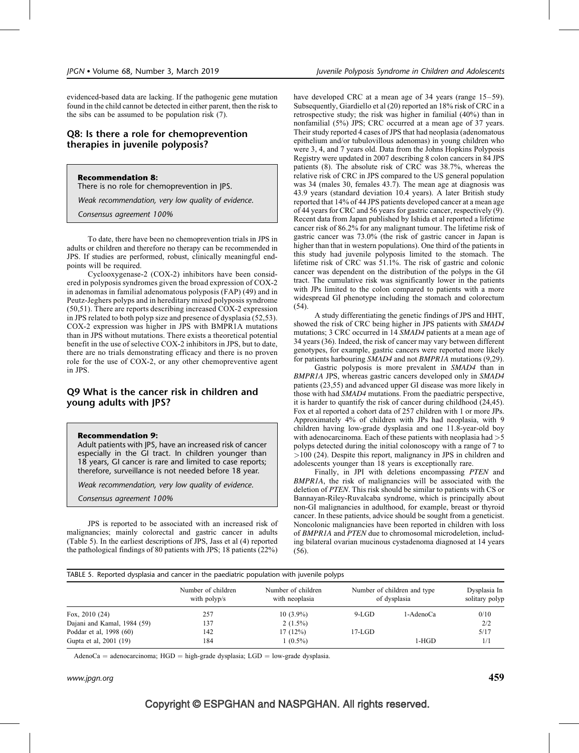evidenced-based data are lacking. If the pathogenic gene mutation found in the child cannot be detected in either parent, then the risk to the sibs can be assumed to be population risk (7).

## Q8: Is there a role for chemoprevention therapies in juvenile polyposis?

> **Recommendation 8:**
> There is no role for chemoprevention in JPS.
>
> *Weak recommendation, very low quality of evidence.*
>
> *Consensus agreement 100%*

To date, there have been no chemoprevention trials in JPS in adults or children and therefore no therapy can be recommended in JPS. If studies are performed, robust, clinically meaningful endpoints will be required.

Cyclooxygenase-2 (COX-2) inhibitors have been considered in polyposis syndromes given the broad expression of COX-2 in adenomas in familial adenomatous polyposis (FAP) (49) and in Peutz-Jeghers polyps and in hereditary mixed polyposis syndrome (50,51). There are reports describing increased COX-2 expression in JPS related to both polyp size and presence of dysplasia (52,53). COX-2 expression was higher in JPS with BMPR1A mutations than in JPS without mutations. There exists a theoretical potential benefit in the use of selective COX-2 inhibitors in JPS, but to date, there are no trials demonstrating efficacy and there is no proven role for the use of COX-2, or any other chemopreventive agent in JPS.

## Q9 What is the cancer risk in children and young adults with JPS?

> **Recommendation 9:**
> Adult patients with JPS, have an increased risk of cancer especially in the GI tract. In children younger than 18 years, GI cancer is rare and limited to case reports; therefore, surveillance is not needed before 18 year.
>
> *Weak recommendation, very low quality of evidence.*
>
> *Consensus agreement 100%*

JPS is reported to be associated with an increased risk of malignancies; mainly colorectal and gastric cancer in adults (Table 5). In the earliest descriptions of JPS, Jass et al (4) reported the pathological findings of 80 patients with JPS; 18 patients (22%) have developed CRC at a mean age of 34 years (range 15–59). Subsequently, Giardiello et al (20) reported an 18% risk of CRC in a retrospective study; the risk was higher in familial (40%) than in nonfamilial (5%) JPS; CRC occurred at a mean age of 37 years. Their study reported 4 cases of JPS that had neoplasia (adenomatous epithelium and/or tubulovillous adenomas) in young children who were 3, 4, and 7 years old. Data from the Johns Hopkins Polyposis Registry were updated in 2007 describing 8 colon cancers in 84 JPS patients (8). The absolute risk of CRC was 38.7%, whereas the relative risk of CRC in JPS compared to the US general population was 34 (males 30, females 43.7). The mean age at diagnosis was 43.9 years (standard deviation 10.4 years). A later British study reported that 14% of 44 JPS patients developed cancer at a mean age of 44 years for CRC and 56 years for gastric cancer, respectively (9). Recent data from Japan published by Ishida et al reported a lifetime cancer risk of 86.2% for any malignant tumour. The lifetime risk of gastric cancer was 73.0% (the risk of gastric cancer in Japan is higher than that in western populations). One third of the patients in this study had juvenile polyposis limited to the stomach. The lifetime risk of CRC was 51.1%. The risk of gastric and colonic cancer was dependent on the distribution of the polyps in the GI tract. The cumulative risk was significantly lower in the patients with JPs limited to the colon compared to patients with a more widespread GI phenotype including the stomach and colorectum (54).

A study differentiating the genetic findings of JPS and HHT, showed the risk of CRC being higher in JPS patients with *SMAD4* mutations; 3 CRC occurred in 14 *SMAD4* patients at a mean age of 34 years (36). Indeed, the risk of cancer may vary between different genotypes, for example, gastric cancers were reported more likely for patients harbouring *SMAD4* and not *BMPR1A* mutations (9,29).

Gastric polyposis is more prevalent in *SMAD4* than in *BMPR1A* JPS, whereas gastric cancers developed only in *SMAD4* patients (23,55) and advanced upper GI disease was more likely in those with had *SMAD4* mutations. From the paediatric perspective, it is harder to quantify the risk of cancer during childhood (24,45). Fox et al reported a cohort data of 257 children with 1 or more JPs. Approximately 4% of children with JPs had neoplasia, with 9 children having low-grade dysplasia and one 11.8-year-old boy with adenocarcinoma. Each of these patients with neoplasia had >5 polyps detected during the initial colonoscopy with a range of 7 to >100 (24). Despite this report, malignancy in JPS in children and adolescents younger than 18 years is exceptionally rare.

Finally, in JPI with deletions encompassing *PTEN* and *BMPR1A*, the risk of malignancies will be associated with the deletion of *PTEN*. This risk should be similar to patients with CS or Bannayan-Riley-Ruvalcaba syndrome, which is principally about non-GI malignancies in adulthood, for example, breast or thyroid cancer. In these patients, advice should be sought from a geneticist. Noncolonic malignancies have been reported in children with loss of *BMPR1A* and *PTEN* due to chromosomal microdeletion, including bilateral ovarian mucinous cystadenoma diagnosed at 14 years (56).

TABLE 5. Reported dysplasia and cancer in the paediatric population with juvenile polyps

| | Number of children with polyp/s | Number of children with neoplasia | Number of children and type of dysplasia | | Dysplasia In solitary polyp |
|---|---|---|---|---|---|
| Fox, 2010 (24) | 257 | 10 (3.9%) | 9-LGD | 1-AdenoCa | 0/10 |
| Dajani and Kamal, 1984 (59) | 137 | 2 (1.5%) | | | 2/2 |
| Poddar et al, 1998 (60) | 142 | 17 (12%) | 17-LGD | | 5/17 |
| Gupta et al, 2001 (19) | 184 | 1 (0.5%) | | 1-HGD | 1/1 |

AdenoCa = adenocarcinoma; HGD = high-grade dysplasia; LGD = low-grade dysplasia.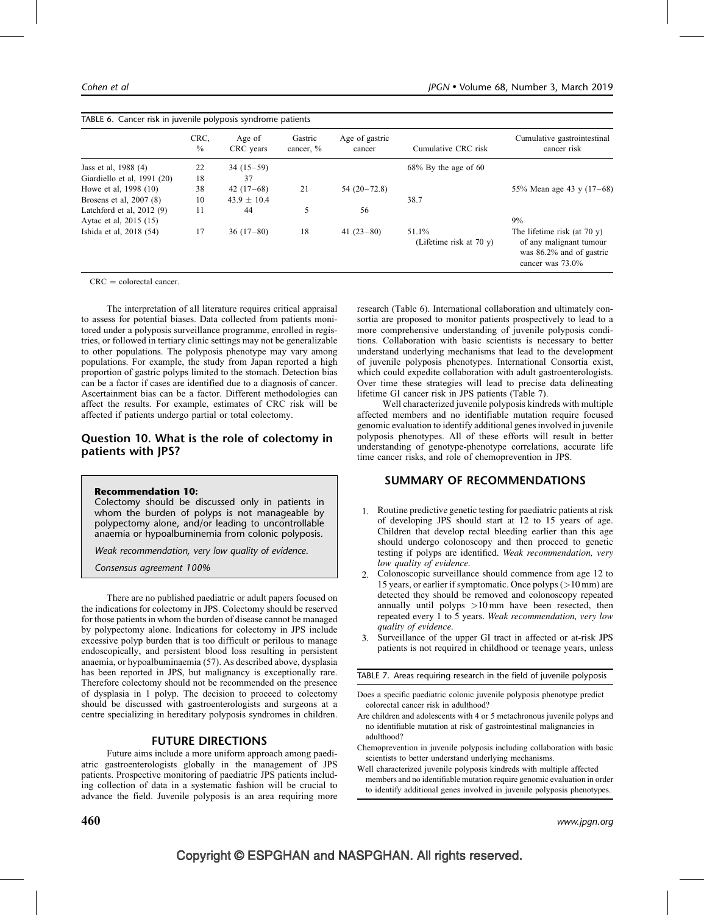TABLE 6. Cancer risk in juvenile polyposis syndrome patients

| | CRC, % | Age of CRC years | Gastric cancer, % | Age of gastric cancer | Cumulative CRC risk | Cumulative gastrointestinal cancer risk |
|---|---|---|---|---|---|---|
| Jass et al, 1988 (4) | 22 | 34 (15–59) | | | 68% By the age of 60 | |
| Giardiello et al, 1991 (20) | 18 | 37 | | | | |
| Howe et al, 1998 (10) | 38 | 42 (17–68) | 21 | 54 (20–72.8) | | 55% Mean age 43 y (17–68) |
| Brosens et al, 2007 (8) | 10 | 43.9 ± 10.4 | | | 38.7 | |
| Latchford et al, 2012 (9) | 11 | 44 | 5 | 56 | | |
| Aytac et al, 2015 (15) | | | | | | 9% |
| Ishida et al, 2018 (54) | 17 | 36 (17–80) | 18 | 41 (23–80) | 51.1% (Lifetime risk at 70 y) | The lifetime risk (at 70 y) of any malignant tumour was 86.2% and of gastric cancer was 73.0% |

CRC = colorectal cancer.

The interpretation of all literature requires critical appraisal to assess for potential biases. Data collected from patients monitored under a polyposis surveillance programme, enrolled in registries, or followed in tertiary clinic settings may not be generalizable to other populations. The polyposis phenotype may vary among populations. For example, the study from Japan reported a high proportion of gastric polyps limited to the stomach. Detection bias can be a factor if cases are identified due to a diagnosis of cancer. Ascertainment bias can be a factor. Different methodologies can affect the results. For example, estimates of CRC risk will be affected if patients undergo partial or total colectomy.

## Question 10. What is the role of colectomy in patients with JPS?

**Recommendation 10:**
Colectomy should be discussed only in patients in whom the burden of polyps is not manageable by polypectomy alone, and/or leading to uncontrollable anaemia or hypoalbuminemia from colonic polyposis.

*Weak recommendation, very low quality of evidence.*

*Consensus agreement 100%*

There are no published paediatric or adult papers focused on the indications for colectomy in JPS. Colectomy should be reserved for those patients in whom the burden of disease cannot be managed by polypectomy alone. Indications for colectomy in JPS include excessive polyp burden that is too difficult or perilous to manage endoscopically, and persistent blood loss resulting in persistent anaemia, or hypoalbuminaemia (57). As described above, dysplasia has been reported in JPS, but malignancy is exceptionally rare. Therefore colectomy should not be recommended on the presence of dysplasia in 1 polyp. The decision to proceed to colectomy should be discussed with gastroenterologists and surgeons at a centre specializing in hereditary polyposis syndromes in children.

## FUTURE DIRECTIONS

Future aims include a more uniform approach among paediatric gastroenterologists globally in the management of JPS patients. Prospective monitoring of paediatric JPS patients including collection of data in a systematic fashion will be crucial to advance the field. Juvenile polyposis is an area requiring more research (Table 6). International collaboration and ultimately consortia are proposed to monitor patients prospectively to lead to a more comprehensive understanding of juvenile polyposis conditions. Collaboration with basic scientists is necessary to better understand underlying mechanisms that lead to the development of juvenile polyposis phenotypes. International Consortia exist, which could expedite collaboration with adult gastroenterologists. Over time these strategies will lead to precise data delineating lifetime GI cancer risk in JPS patients (Table 7).

Well characterized juvenile polyposis kindreds with multiple affected members and no identifiable mutation require focused genomic evaluation to identify additional genes involved in juvenile polyposis phenotypes. All of these efforts will result in better understanding of genotype-phenotype correlations, accurate life time cancer risks, and role of chemoprevention in JPS.

## SUMMARY OF RECOMMENDATIONS

1. Routine predictive genetic testing for paediatric patients at risk of developing JPS should start at 12 to 15 years of age. Children that develop rectal bleeding earlier than this age should undergo colonoscopy and then proceed to genetic testing if polyps are identified. *Weak recommendation, very low quality of evidence.*
2. Colonoscopic surveillance should commence from age 12 to 15 years, or earlier if symptomatic. Once polyps (>10 mm) are detected they should be removed and colonoscopy repeated annually until polyps >10 mm have been resected, then repeated every 1 to 5 years. *Weak recommendation, very low quality of evidence.*
3. Surveillance of the upper GI tract in affected or at-risk JPS patients is not required in childhood or teenage years, unless

TABLE 7. Areas requiring research in the field of juvenile polyposis

| |
|---|
| Does a specific paediatric colonic juvenile polyposis phenotype predict colorectal cancer risk in adulthood? |
| Are children and adolescents with 4 or 5 metachronous juvenile polyps and no identifiable mutation at risk of gastrointestinal malignancies in adulthood? |
| Chemoprevention in juvenile polyposis including collaboration with basic scientists to better understand underlying mechanisms. |
| Well characterized juvenile polyposis kindreds with multiple affected members and no identifiable mutation require genomic evaluation in order to identify additional genes involved in juvenile polyposis phenotypes. |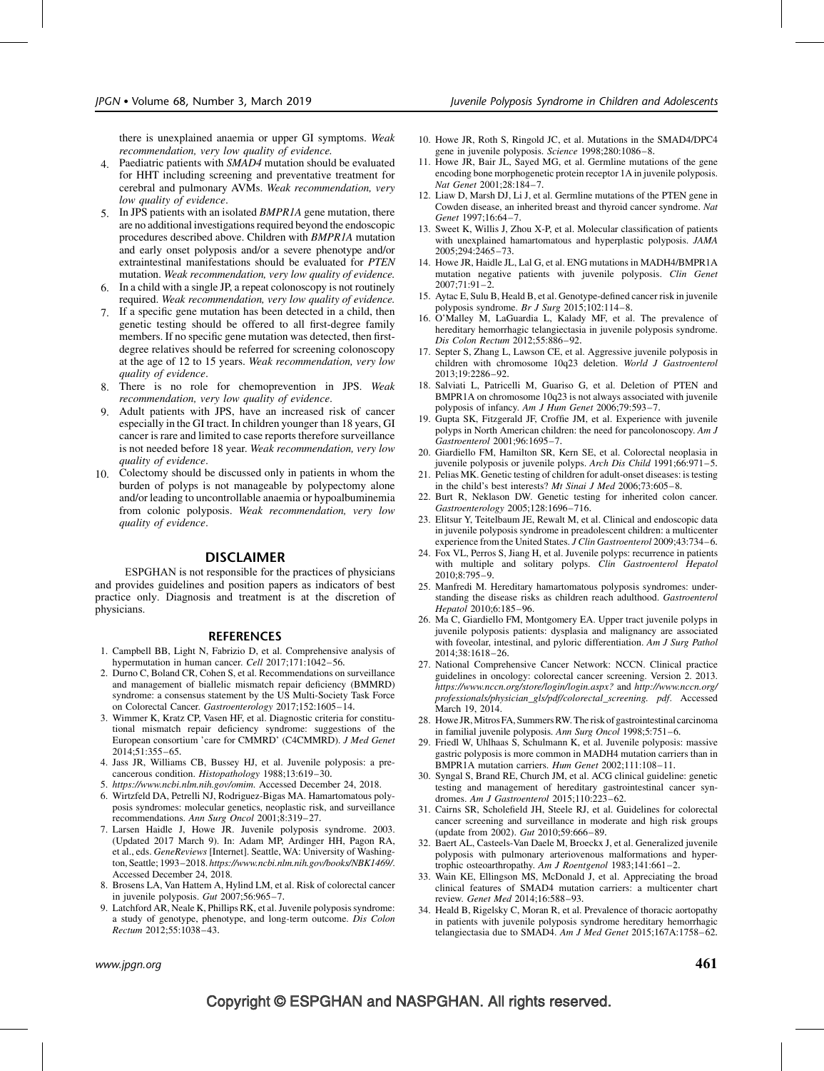there is unexplained anaemia or upper GI symptoms. *Weak recommendation, very low quality of evidence.*

4. Paediatric patients with *SMAD4* mutation should be evaluated for HHT including screening and preventative treatment for cerebral and pulmonary AVMs. *Weak recommendation, very low quality of evidence*.
5. In JPS patients with an isolated *BMPR1A* gene mutation, there are no additional investigations required beyond the endoscopic procedures described above. Children with *BMPR1A* mutation and early onset polyposis and/or a severe phenotype and/or extraintestinal manifestations should be evaluated for *PTEN* mutation. *Weak recommendation, very low quality of evidence.*
6. In a child with a single JP, a repeat colonoscopy is not routinely required. *Weak recommendation, very low quality of evidence.*
7. If a specific gene mutation has been detected in a child, then genetic testing should be offered to all first-degree family members. If no specific gene mutation was detected, then first-degree relatives should be referred for screening colonoscopy at the age of 12 to 15 years. *Weak recommendation, very low quality of evidence*.
8. There is no role for chemoprevention in JPS. *Weak recommendation, very low quality of evidence*.
9. Adult patients with JPS, have an increased risk of cancer especially in the GI tract. In children younger than 18 years, GI cancer is rare and limited to case reports therefore surveillance is not needed before 18 year. *Weak recommendation, very low quality of evidence*.
10. Colectomy should be discussed only in patients in whom the burden of polyps is not manageable by polypectomy alone and/or leading to uncontrollable anaemia or hypoalbuminemia from colonic polyposis. *Weak recommendation, very low quality of evidence*.

## DISCLAIMER

ESPGHAN is not responsible for the practices of physicians and provides guidelines and position papers as indicators of best practice only. Diagnosis and treatment is at the discretion of physicians.

## REFERENCES

1. Campbell BB, Light N, Fabrizio D, et al. Comprehensive analysis of hypermutation in human cancer. *Cell* 2017;171:1042–56.
2. Durno C, Boland CR, Cohen S, et al. Recommendations on surveillance and management of biallelic mismatch repair deficiency (BMMRD) syndrome: a consensus statement by the US Multi-Society Task Force on Colorectal Cancer. *Gastroenterology* 2017;152:1605–14.
3. Wimmer K, Kratz CP, Vasen HF, et al. Diagnostic criteria for constitutional mismatch repair deficiency syndrome: suggestions of the European consortium 'care for CMMRD' (C4CMMRD). *J Med Genet* 2014;51:355–65.
4. Jass JR, Williams CB, Bussey HJ, et al. Juvenile polyposis: a precancerous condition. *Histopathology* 1988;13:619–30.
5. *https://www.ncbi.nlm.nih.gov/omim.* Accessed December 24, 2018.
6. Wirtzfeld DA, Petrelli NJ, Rodriguez-Bigas MA. Hamartomatous polyposis syndromes: molecular genetics, neoplastic risk, and surveillance recommendations. *Ann Surg Oncol* 2001;8:319–27.
7. Larsen Haidle J, Howe JR. Juvenile polyposis syndrome. 2003. (Updated 2017 March 9). In: Adam MP, Ardinger HH, Pagon RA, et al., eds. *GeneReviews* [Internet]. Seattle, WA: University of Washington, Seattle; 1993–2018. *https://www.ncbi.nlm.nih.gov/books/NBK1469/*. Accessed December 24, 2018.
8. Brosens LA, Van Hattem A, Hylind LM, et al. Risk of colorectal cancer in juvenile polyposis. *Gut* 2007;56:965–7.
9. Latchford AR, Neale K, Phillips RK, et al. Juvenile polyposis syndrome: a study of genotype, phenotype, and long-term outcome. *Dis Colon Rectum* 2012;55:1038–43.
10. Howe JR, Roth S, Ringold JC, et al. Mutations in the SMAD4/DPC4 gene in juvenile polyposis. *Science* 1998;280:1086–8.
11. Howe JR, Bair JL, Sayed MG, et al. Germline mutations of the gene encoding bone morphogenetic protein receptor 1A in juvenile polyposis. *Nat Genet* 2001;28:184–7.
12. Liaw D, Marsh DJ, Li J, et al. Germline mutations of the PTEN gene in Cowden disease, an inherited breast and thyroid cancer syndrome. *Nat Genet* 1997;16:64–7.
13. Sweet K, Willis J, Zhou X-P, et al. Molecular classification of patients with unexplained hamartomatous and hyperplastic polyposis. *JAMA* 2005;294:2465–73.
14. Howe JR, Haidle JL, Lal G, et al. ENG mutations in MADH4/BMPR1A mutation negative patients with juvenile polyposis. *Clin Genet* 2007;71:91–2.
15. Aytac E, Sulu B, Heald B, et al. Genotype-defined cancer risk in juvenile polyposis syndrome. *Br J Surg* 2015;102:114–8.
16. O'Malley M, LaGuardia L, Kalady MF, et al. The prevalence of hereditary hemorrhagic telangiectasia in juvenile polyposis syndrome. *Dis Colon Rectum* 2012;55:886–92.
17. Septer S, Zhang L, Lawson CE, et al. Aggressive juvenile polyposis in children with chromosome 10q23 deletion. *World J Gastroenterol* 2013;19:2286–92.
18. Salviati L, Patricelli M, Guariso G, et al. Deletion of PTEN and BMPR1A on chromosome 10q23 is not always associated with juvenile polyposis of infancy. *Am J Hum Genet* 2006;79:593–7.
19. Gupta SK, Fitzgerald JF, Croffie JM, et al. Experience with juvenile polyps in North American children: the need for pancolonoscopy. *Am J Gastroenterol* 2001;96:1695–7.
20. Giardiello FM, Hamilton SR, Kern SE, et al. Colorectal neoplasia in juvenile polyposis or juvenile polyps. *Arch Dis Child* 1991;66:971–5.
21. Pelias MK. Genetic testing of children for adult-onset diseases: is testing in the child's best interests? *Mt Sinai J Med* 2006;73:605–8.
22. Burt R, Neklason DW. Genetic testing for inherited colon cancer. *Gastroenterology* 2005;128:1696–716.
23. Elitsur Y, Teitelbaum JE, Rewalt M, et al. Clinical and endoscopic data in juvenile polyposis syndrome in preadolescent children: a multicenter experience from the United States. *J Clin Gastroenterol* 2009;43:734–6.
24. Fox VL, Perros S, Jiang H, et al. Juvenile polyps: recurrence in patients with multiple and solitary polyps. *Clin Gastroenterol Hepatol* 2010;8:795–9.
25. Manfredi M. Hereditary hamartomatous polyposis syndromes: understanding the disease risks as children reach adulthood. *Gastroenterol Hepatol* 2010;6:185–96.
26. Ma C, Giardiello FM, Montgomery EA. Upper tract juvenile polyps in juvenile polyposis patients: dysplasia and malignancy are associated with foveolar, intestinal, and pyloric differentiation. *Am J Surg Pathol* 2014;38:1618–26.
27. National Comprehensive Cancer Network: NCCN. Clinical practice guidelines in oncology: colorectal cancer screening. Version 2. 2013. *https://www.nccn.org/store/login/login.aspx?* and *http://www.nccn.org/professionals/physician_gls/pdf/colorectal_screening. pdf*. Accessed March 19, 2014.
28. Howe JR, Mitros FA, Summers RW. The risk of gastrointestinal carcinoma in familial juvenile polyposis. *Ann Surg Oncol* 1998;5:751–6.
29. Friedl W, Uhlhaas S, Schulmann K, et al. Juvenile polyposis: massive gastric polyposis is more common in MADH4 mutation carriers than in BMPR1A mutation carriers. *Hum Genet* 2002;111:108–11.
30. Syngal S, Brand RE, Church JM, et al. ACG clinical guideline: genetic testing and management of hereditary gastrointestinal cancer syndromes. *Am J Gastroenterol* 2015;110:223–62.
31. Cairns SR, Scholefield JH, Steele RJ, et al. Guidelines for colorectal cancer screening and surveillance in moderate and high risk groups (update from 2002). *Gut* 2010;59:666–89.
32. Baert AL, Casteels-Van Daele M, Broeckx J, et al. Generalized juvenile polyposis with pulmonary arteriovenous malformations and hypertrophic osteoarthropathy. *Am J Roentgenol* 1983;141:661–2.
33. Wain KE, Ellingson MS, McDonald J, et al. Appreciating the broad clinical features of SMAD4 mutation carriers: a multicenter chart review. *Genet Med* 2014;16:588–93.
34. Heald B, Rigelsky C, Moran R, et al. Prevalence of thoracic aortopathy in patients with juvenile polyposis syndrome hereditary hemorrhagic telangiectasia due to SMAD4. *Am J Med Genet* 2015;167A:1758–62.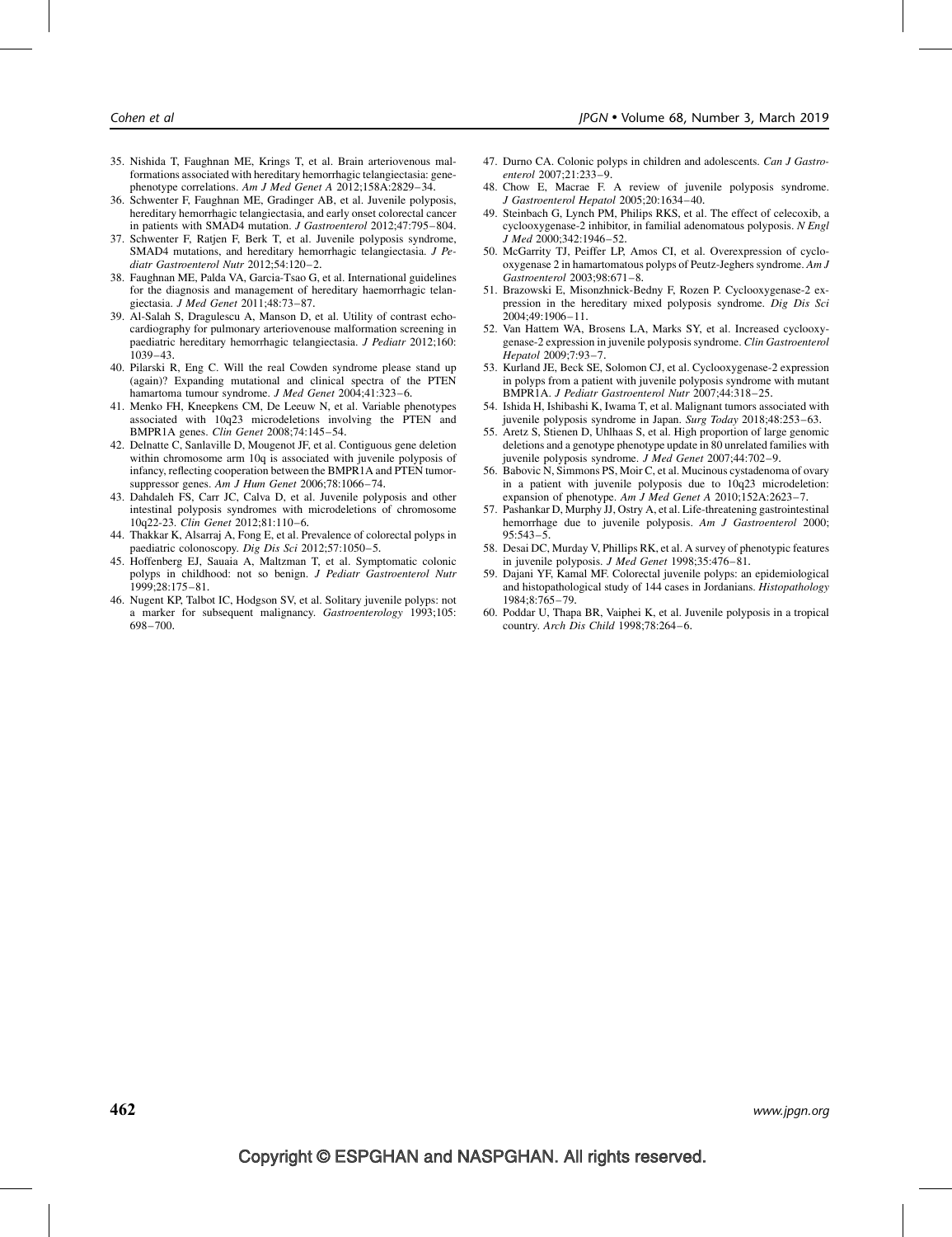35. Nishida T, Faughnan ME, Krings T, et al. Brain arteriovenous malformations associated with hereditary hemorrhagic telangiectasia: gene-phenotype correlations. *Am J Med Genet A* 2012;158A:2829–34.
36. Schwenter F, Faughnan ME, Gradinger AB, et al. Juvenile polyposis, hereditary hemorrhagic telangiectasia, and early onset colorectal cancer in patients with SMAD4 mutation. *J Gastroenterol* 2012;47:795–804.
37. Schwenter F, Ratjen F, Berk T, et al. Juvenile polyposis syndrome, SMAD4 mutations, and hereditary hemorrhagic telangiectasia. *J Pediatr Gastroenterol Nutr* 2012;54:120–2.
38. Faughnan ME, Palda VA, Garcia-Tsao G, et al. International guidelines for the diagnosis and management of hereditary haemorrhagic telangiectasia. *J Med Genet* 2011;48:73–87.
39. Al-Salah S, Dragulescu A, Manson D, et al. Utility of contrast echocardiography for pulmonary arteriovenouse malformation screening in paediatric hereditary hemorrhagic telangiectasia. *J Pediatr* 2012;160: 1039–43.
40. Pilarski R, Eng C. Will the real Cowden syndrome please stand up (again)? Expanding mutational and clinical spectra of the PTEN hamartoma tumour syndrome. *J Med Genet* 2004;41:323–6.
41. Menko FH, Kneepkens CM, De Leeuw N, et al. Variable phenotypes associated with 10q23 microdeletions involving the PTEN and BMPR1A genes. *Clin Genet* 2008;74:145–54.
42. Delnatte C, Sanlaville D, Mougenot JF, et al. Contiguous gene deletion within chromosome arm 10q is associated with juvenile polyposis of infancy, reflecting cooperation between the BMPR1A and PTEN tumor-suppressor genes. *Am J Hum Genet* 2006;78:1066–74.
43. Dahdaleh FS, Carr JC, Calva D, et al. Juvenile polyposis and other intestinal polyposis syndromes with microdeletions of chromosome 10q22-23. *Clin Genet* 2012;81:110–6.
44. Thakkar K, Alsarraj A, Fong E, et al. Prevalence of colorectal polyps in paediatric colonoscopy. *Dig Dis Sci* 2012;57:1050–5.
45. Hoffenberg EJ, Sauaia A, Maltzman T, et al. Symptomatic colonic polyps in childhood: not so benign. *J Pediatr Gastroenterol Nutr* 1999;28:175–81.
46. Nugent KP, Talbot IC, Hodgson SV, et al. Solitary juvenile polyps: not a marker for subsequent malignancy. *Gastroenterology* 1993;105: 698–700.
47. Durno CA. Colonic polyps in children and adolescents. *Can J Gastroenterol* 2007;21:233–9.
48. Chow E, Macrae F. A review of juvenile polyposis syndrome. *J Gastroenterol Hepatol* 2005;20:1634–40.
49. Steinbach G, Lynch PM, Philips RKS, et al. The effect of celecoxib, a cyclooxygenase-2 inhibitor, in familial adenomatous polyposis. *N Engl J Med* 2000;342:1946–52.
50. McGarrity TJ, Peiffer LP, Amos CI, et al. Overexpression of cyclooxygenase 2 in hamartomatous polyps of Peutz-Jeghers syndrome. *Am J Gastroenterol* 2003;98:671–8.
51. Brazowski E, Misonzhnick-Bedny F, Rozen P. Cyclooxygenase-2 expression in the hereditary mixed polyposis syndrome. *Dig Dis Sci* 2004;49:1906–11.
52. Van Hattem WA, Brosens LA, Marks SY, et al. Increased cyclooxygenase-2 expression in juvenile polyposis syndrome. *Clin Gastroenterol Hepatol* 2009;7:93–7.
53. Kurland JE, Beck SE, Solomon CJ, et al. Cyclooxygenase-2 expression in polyps from a patient with juvenile polyposis syndrome with mutant BMPR1A. *J Pediatr Gastroenterol Nutr* 2007;44:318–25.
54. Ishida H, Ishibashi K, Iwama T, et al. Malignant tumors associated with juvenile polyposis syndrome in Japan. *Surg Today* 2018;48:253–63.
55. Aretz S, Stienen D, Uhlhaas S, et al. High proportion of large genomic deletions and a genotype phenotype update in 80 unrelated families with juvenile polyposis syndrome. *J Med Genet* 2007;44:702–9.
56. Babovic N, Simmons PS, Moir C, et al. Mucinous cystadenoma of ovary in a patient with juvenile polyposis due to 10q23 microdeletion: expansion of phenotype. *Am J Med Genet A* 2010;152A:2623–7.
57. Pashankar D, Murphy JJ, Ostry A, et al. Life-threatening gastrointestinal hemorrhage due to juvenile polyposis. *Am J Gastroenterol* 2000; 95:543–5.
58. Desai DC, Murday V, Phillips RK, et al. A survey of phenotypic features in juvenile polyposis. *J Med Genet* 1998;35:476–81.
59. Dajani YF, Kamal MF. Colorectal juvenile polyps: an epidemiological and histopathological study of 144 cases in Jordanians. *Histopathology* 1984;8:765–79.
60. Poddar U, Thapa BR, Vaiphei K, et al. Juvenile polyposis in a tropical country. *Arch Dis Child* 1998;78:264–6.